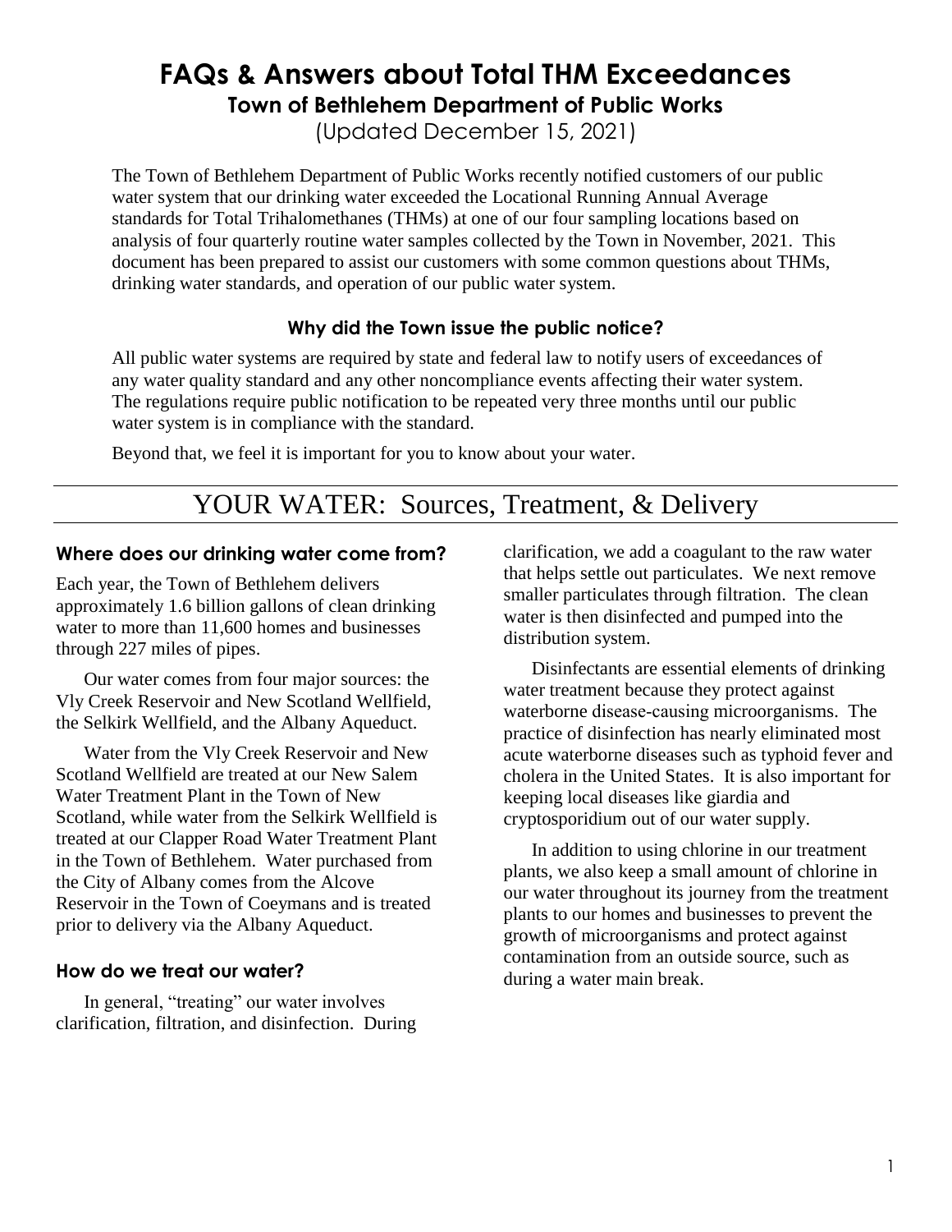# FAQs & Answers about Total THM Exceedances

## Town of Bethlehem Department of Public Works

(Updated December 15, 2021)

The Town of Bethlehem Department of Public Works recently notified customers of our public water system that our drinking water exceeded the Locational Running Annual Average standards for Total Trihalomethanes (THMs) at one of our four sampling locations based on analysis of four quarterly routine water samples collected by the Town in November, 2021. This document has been prepared to assist our customers with some common questions about THMs, drinking water standards, and operation of our public water system.

### Why did the Town issue the public notice?

All public water systems are required by state and federal law to notify users of exceedances of any water quality standard and any other noncompliance events affecting their water system. The regulations require public notification to be repeated very three months until our public water system is in compliance with the standard.

Beyond that, we feel it is important for you to know about your water.

## YOUR WATER: Sources, Treatment, & Delivery

### Where does our drinking water come from?

Each year, the Town of Bethlehem delivers approximately 1.6 billion gallons of clean drinking water to more than 11,600 homes and businesses through 227 miles of pipes.

Our water comes from four major sources: the Vly Creek Reservoir and New Scotland Wellfield, the Selkirk Wellfield, and the Albany Aqueduct.

Water from the Vly Creek Reservoir and New Scotland Wellfield are treated at our New Salem Water Treatment Plant in the Town of New Scotland, while water from the Selkirk Wellfield is treated at our Clapper Road Water Treatment Plant in the Town of Bethlehem. Water purchased from the City of Albany comes from the Alcove Reservoir in the Town of Coeymans and is treated prior to delivery via the Albany Aqueduct.

### How do we treat our water?

In general, "treating" our water involves clarification, filtration, and disinfection. During clarification, we add a coagulant to the raw water that helps settle out particulates. We next remove smaller particulates through filtration. The clean water is then disinfected and pumped into the distribution system.

Disinfectants are essential elements of drinking water treatment because they protect against waterborne disease-causing microorganisms. The practice of disinfection has nearly eliminated most acute waterborne diseases such as typhoid fever and cholera in the United States. It is also important for keeping local diseases like giardia and cryptosporidium out of our water supply.

In addition to using chlorine in our treatment plants, we also keep a small amount of chlorine in our water throughout its journey from the treatment plants to our homes and businesses to prevent the growth of microorganisms and protect against contamination from an outside source, such as during a water main break.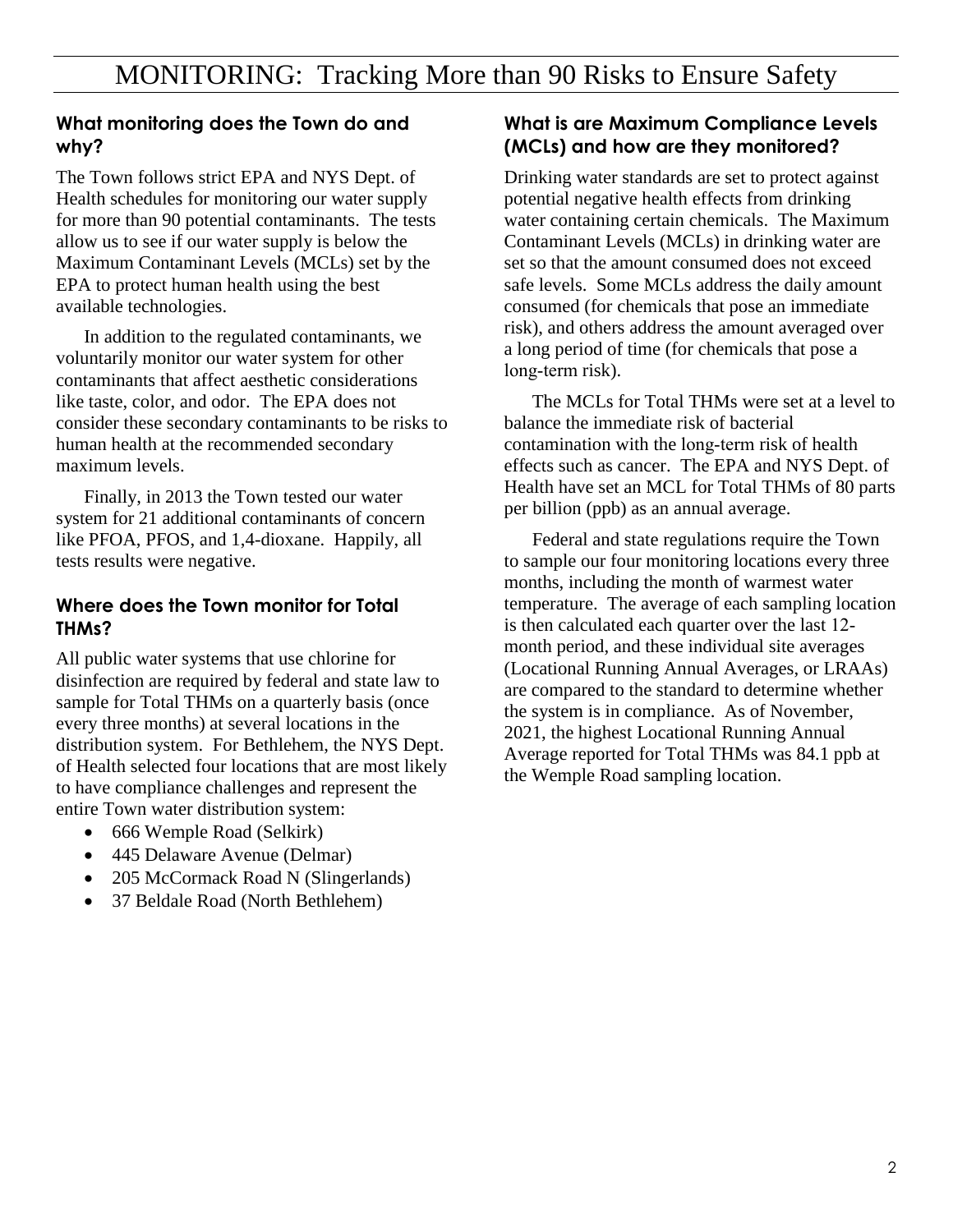# MONITORING: Tracking More than 90 Risks to Ensure Safety

### What monitoring does the Town do and why?

The Town follows strict EPA and NYS Dept. of Health schedules for monitoring our water supply for more than 90 potential contaminants. The tests allow us to see if our water supply is below the Maximum Contaminant Levels (MCLs) set by the EPA to protect human health using the best available technologies.

In addition to the regulated contaminants, we voluntarily monitor our water system for other contaminants that affect aesthetic considerations like taste, color, and odor. The EPA does not consider these secondary contaminants to be risks to human health at the recommended secondary maximum levels.

Finally, in 2013 the Town tested our water system for 21 additional contaminants of concern like PFOA, PFOS, and 1,4-dioxane. Happily, all tests results were negative.

### Where does the Town monitor for Total THMs?

All public water systems that use chlorine for disinfection are required by federal and state law to sample for Total THMs on a quarterly basis (once every three months) at several locations in the distribution system. For Bethlehem, the NYS Dept. of Health selected four locations that are most likely to have compliance challenges and represent the entire Town water distribution system:

- 666 Wemple Road (Selkirk)
- 445 Delaware Avenue (Delmar)
- 205 McCormack Road N (Slingerlands)
- 37 Beldale Road (North Bethlehem)

### What is are Maximum Compliance Levels (MCLs) and how are they monitored?

Drinking water standards are set to protect against potential negative health effects from drinking water containing certain chemicals. The Maximum Contaminant Levels (MCLs) in drinking water are set so that the amount consumed does not exceed safe levels. Some MCLs address the daily amount consumed (for chemicals that pose an immediate risk), and others address the amount averaged over a long period of time (for chemicals that pose a long-term risk).

The MCLs for Total THMs were set at a level to balance the immediate risk of bacterial contamination with the long-term risk of health effects such as cancer. The EPA and NYS Dept. of Health have set an MCL for Total THMs of 80 parts per billion (ppb) as an annual average.

Federal and state regulations require the Town to sample our four monitoring locations every three months, including the month of warmest water temperature. The average of each sampling location is then calculated each quarter over the last 12-month period, and these individual site averages (Locational Running Annual Averages, or LRAAs) are compared to the standard to determine whether the system is in compliance. As of November, 2021, the highest Locational Running Annual Average reported for Total THMs was 84.1 ppb at the Wemple Road sampling location.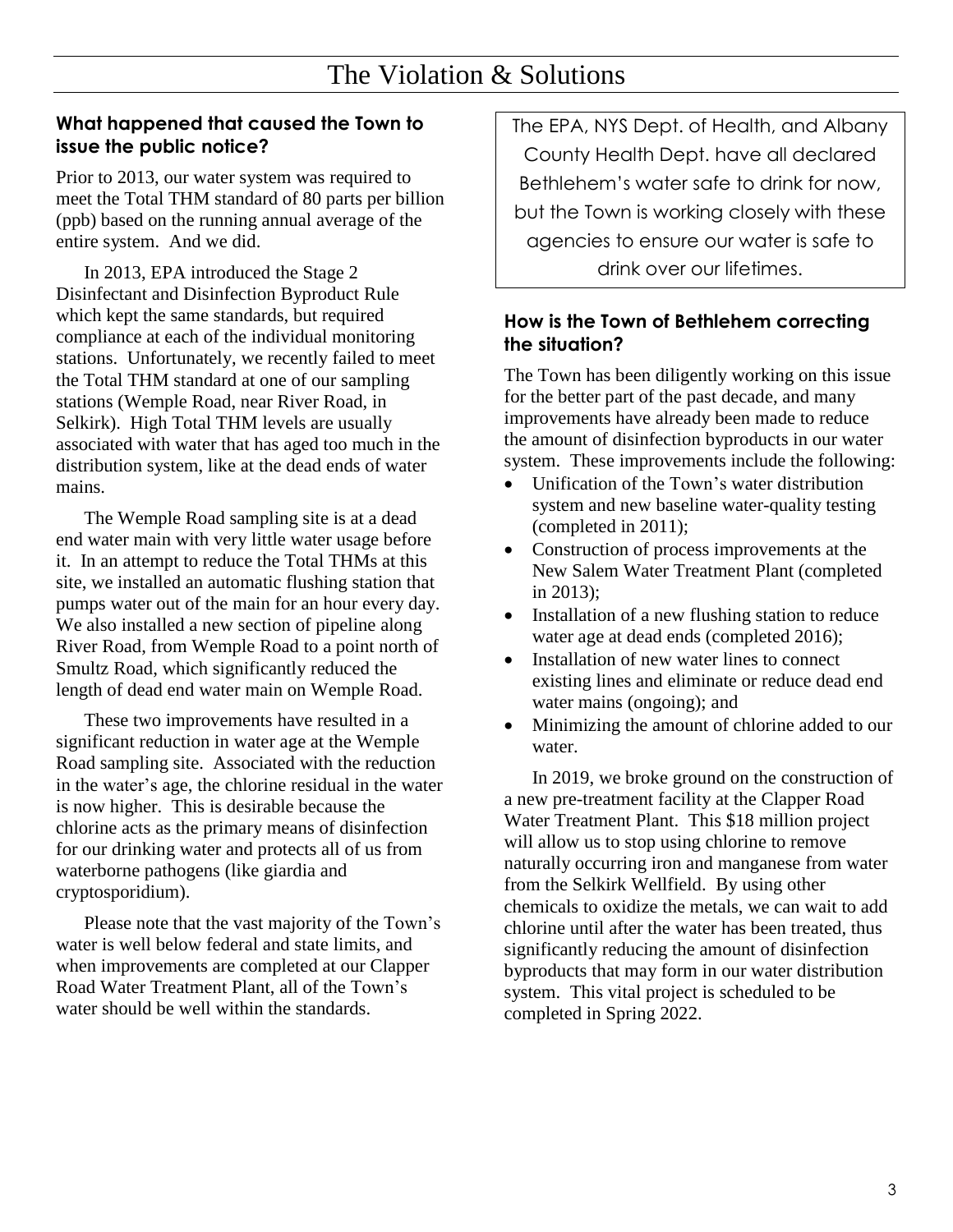# The Violation & Solutions

### What happened that caused the Town to issue the public notice?

Prior to 2013, our water system was required to meet the Total THM standard of 80 parts per billion (ppb) based on the running annual average of the entire system. And we did.

In 2013, EPA introduced the Stage 2 Disinfectant and Disinfection Byproduct Rule which kept the same standards, but required compliance at each of the individual monitoring stations. Unfortunately, we recently failed to meet the Total THM standard at one of our sampling stations (Wemple Road, near River Road, in Selkirk). High Total THM levels are usually associated with water that has aged too much in the distribution system, like at the dead ends of water mains.

The Wemple Road sampling site is at a dead end water main with very little water usage before it. In an attempt to reduce the Total THMs at this site, we installed an automatic flushing station that pumps water out of the main for an hour every day. We also installed a new section of pipeline along River Road, from Wemple Road to a point north of Smultz Road, which significantly reduced the length of dead end water main on Wemple Road.

These two improvements have resulted in a significant reduction in water age at the Wemple Road sampling site. Associated with the reduction in the water's age, the chlorine residual in the water is now higher. This is desirable because the chlorine acts as the primary means of disinfection for our drinking water and protects all of us from waterborne pathogens (like giardia and cryptosporidium).

Please note that the vast majority of the Town's water is well below federal and state limits, and when improvements are completed at our Clapper Road Water Treatment Plant, all of the Town's water should be well within the standards.

The EPA, NYS Dept. of Health, and Albany County Health Dept. have all declared Bethlehem's water safe to drink for now, but the Town is working closely with these agencies to ensure our water is safe to drink over our lifetimes.

### How is the Town of Bethlehem correcting the situation?

The Town has been diligently working on this issue for the better part of the past decade, and many improvements have already been made to reduce the amount of disinfection byproducts in our water system. These improvements include the following:

- Unification of the Town's water distribution system and new baseline water-quality testing (completed in 2011);
- Construction of process improvements at the New Salem Water Treatment Plant (completed in 2013);
- Installation of a new flushing station to reduce water age at dead ends (completed 2016);
- Installation of new water lines to connect existing lines and eliminate or reduce dead end water mains (ongoing); and
- Minimizing the amount of chlorine added to our water.

In 2019, we broke ground on the construction of a new pre-treatment facility at the Clapper Road Water Treatment Plant. This $18 million project will allow us to stop using chlorine to remove naturally occurring iron and manganese from water from the Selkirk Wellfield. By using other chemicals to oxidize the metals, we can wait to add chlorine until after the water has been treated, thus significantly reducing the amount of disinfection byproducts that may form in our water distribution system. This vital project is scheduled to be completed in Spring 2022.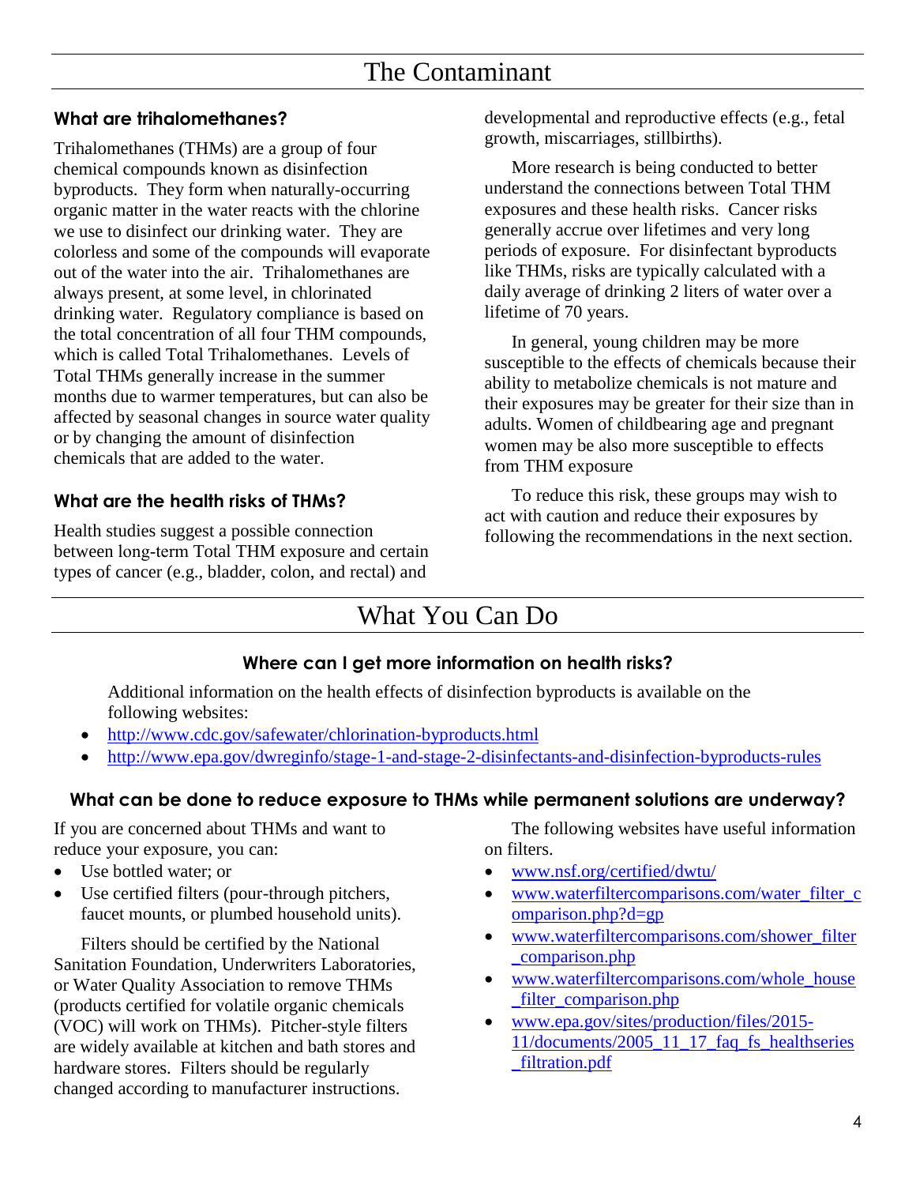# The Contaminant

### What are trihalomethanes?

Trihalomethanes (THMs) are a group of four chemical compounds known as disinfection byproducts. They form when naturally-occurring organic matter in the water reacts with the chlorine we use to disinfect our drinking water. They are colorless and some of the compounds will evaporate out of the water into the air. Trihalomethanes are always present, at some level, in chlorinated drinking water. Regulatory compliance is based on the total concentration of all four THM compounds, which is called Total Trihalomethanes. Levels of Total THMs generally increase in the summer months due to warmer temperatures, but can also be affected by seasonal changes in source water quality or by changing the amount of disinfection chemicals that are added to the water.

### What are the health risks of THMs?

Health studies suggest a possible connection between long-term Total THM exposure and certain types of cancer (e.g., bladder, colon, and rectal) and developmental and reproductive effects (e.g., fetal growth, miscarriages, stillbirths).

More research is being conducted to better understand the connections between Total THM exposures and these health risks. Cancer risks generally accrue over lifetimes and very long periods of exposure. For disinfectant byproducts like THMs, risks are typically calculated with a daily average of drinking 2 liters of water over a lifetime of 70 years.

In general, young children may be more susceptible to the effects of chemicals because their ability to metabolize chemicals is not mature and their exposures may be greater for their size than in adults. Women of childbearing age and pregnant women may be also more susceptible to effects from THM exposure

To reduce this risk, these groups may wish to act with caution and reduce their exposures by following the recommendations in the next section.

# What You Can Do

### Where can I get more information on health risks?

Additional information on the health effects of disinfection byproducts is available on the following websites:

- http://www.cdc.gov/safewater/chlorination-byproducts.html
- http://www.epa.gov/dwreginfo/stage-1-and-stage-2-disinfectants-and-disinfection-byproducts-rules

### What can be done to reduce exposure to THMs while permanent solutions are underway?

If you are concerned about THMs and want to reduce your exposure, you can:

- Use bottled water; or
- Use certified filters (pour-through pitchers, faucet mounts, or plumbed household units).

Filters should be certified by the National Sanitation Foundation, Underwriters Laboratories, or Water Quality Association to remove THMs (products certified for volatile organic chemicals (VOC) will work on THMs). Pitcher-style filters are widely available at kitchen and bath stores and hardware stores. Filters should be regularly changed according to manufacturer instructions.

The following websites have useful information on filters.

- www.nsf.org/certified/dwtu/
- www.waterfiltercomparisons.com/water_filter_comparison.php?d=gp
- www.waterfiltercomparisons.com/shower_filter_comparison.php
- www.waterfiltercomparisons.com/whole_house_filter_comparison.php
- www.epa.gov/sites/production/files/2015-11/documents/2005_11_17_faq_fs_healthseries_filtration.pdf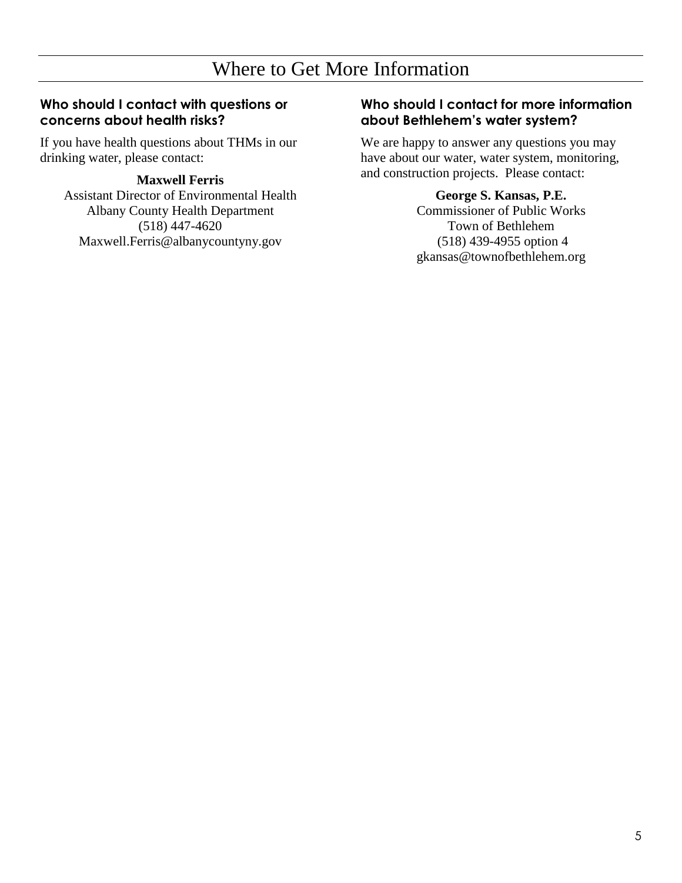# Where to Get More Information

### Who should I contact with questions or concerns about health risks?

If you have health questions about THMs in our drinking water, please contact:

**Maxwell Ferris**
Assistant Director of Environmental Health
Albany County Health Department
(518) 447-4620
Maxwell.Ferris@albanycountyny.gov

### Who should I contact for more information about Bethlehem's water system?

We are happy to answer any questions you may have about our water, water system, monitoring, and construction projects. Please contact:

**George S. Kansas, P.E.**
Commissioner of Public Works
Town of Bethlehem
(518) 439-4955 option 4
gkansas@townofbethlehem.org